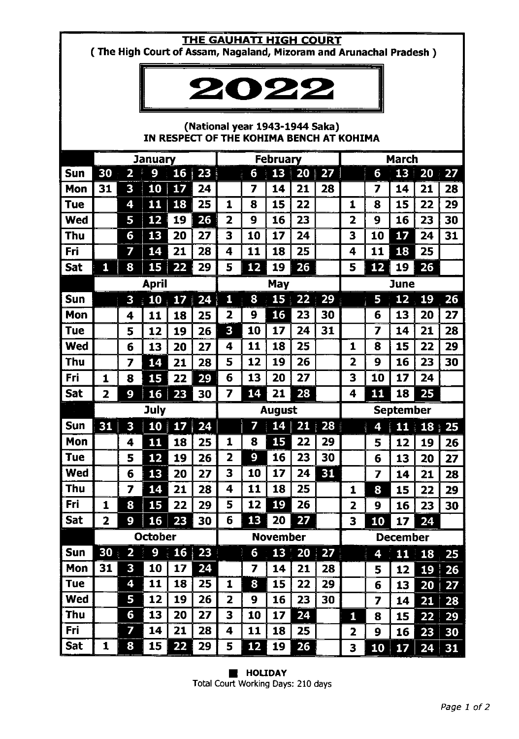# THE GAUHATI HIGH COURT

**( The High Court of Assam, Nagaland, Mizoram and Arunachal Pradesh )**

# 2022

**(National year 1943-1944 Saka)**

**IN RESPECT OF THE KOHIMA BENCH AT KOHIMA**

| | January | | | | | February | | | | | March | | | | |
|---|---|---|---|---|---|---|---|---|---|---|---|---|---|---|---|
| Sun | **30** | **2** | **9** | **16** | **23** | | **6** | **13** | **20** | **27** | | **6** | **13** | **20** | **27** |
| Mon | 31 | **3** | **10** | **17** | 24 | | 7 | 14 | 21 | 28 | | 7 | 14 | 21 | 28 |
| Tue | | **4** | **11** | **18** | 25 | 1 | 8 | 15 | 22 | | 1 | 8 | 15 | 22 | 29 |
| Wed | | **5** | **12** | 19 | **26** | 2 | 9 | 16 | 23 | | 2 | 9 | 16 | 23 | 30 |
| Thu | | **6** | **13** | 20 | 27 | 3 | 10 | 17 | 24 | | 3 | 10 | **17** | 24 | 31 |
| Fri | | **7** | **14** | 21 | 28 | 4 | 11 | 18 | 25 | | 4 | 11 | **18** | 25 | |
| Sat | **1** | **8** | **15** | **22** | 29 | 5 | **12** | 19 | **26** | | 5 | **12** | 19 | **26** | |

| | April | | | | | May | | | | | June | | | | |
|---|---|---|---|---|---|---|---|---|---|---|---|---|---|---|---|
| Sun | | **3** | **10** | **17** | **24** | **1** | **8** | **15** | **22** | **29** | | **5** | **12** | **19** | **26** |
| Mon | | 4 | 11 | 18 | 25 | 2 | 9 | **16** | 23 | 30 | | 6 | 13 | 20 | 27 |
| Tue | | 5 | 12 | 19 | 26 | **3** | 10 | 17 | 24 | 31 | | 7 | 14 | 21 | 28 |
| Wed | | 6 | 13 | 20 | 27 | 4 | 11 | 18 | 25 | | 1 | 8 | 15 | 22 | 29 |
| Thu | | 7 | **14** | 21 | 28 | 5 | 12 | 19 | 26 | | 2 | 9 | 16 | 23 | 30 |
| Fri | 1 | 8 | **15** | 22 | **29** | 6 | 13 | 20 | 27 | | 3 | 10 | 17 | 24 | |
| Sat | 2 | **9** | **16** | **23** | 30 | 7 | **14** | 21 | **28** | | 4 | **11** | 18 | **25** | |

| | July | | | | | August | | | | | September | | | | |
|---|---|---|---|---|---|---|---|---|---|---|---|---|---|---|---|
| Sun | **31** | **3** | **10** | **17** | **24** | | **7** | **14** | **21** | **28** | | **4** | **11** | **18** | **25** |
| Mon | | 4 | **11** | 18 | 25 | 1 | 8 | **15** | 22 | 29 | | 5 | 12 | 19 | 26 |
| Tue | | 5 | **12** | 19 | 26 | 2 | **9** | 16 | 23 | 30 | | 6 | 13 | 20 | 27 |
| Wed | | 6 | **13** | 20 | 27 | 3 | 10 | 17 | 24 | **31** | | 7 | 14 | 21 | 28 |
| Thu | | 7 | **14** | 21 | 28 | 4 | 11 | 18 | 25 | | 1 | **8** | 15 | 22 | 29 |
| Fri | 1 | **8** | **15** | 22 | 29 | 5 | 12 | **19** | 26 | | 2 | 9 | 16 | 23 | 30 |
| Sat | 2 | **9** | **16** | **23** | 30 | 6 | **13** | 20 | **27** | | 3 | **10** | 17 | **24** | |

| | October | | | | | November | | | | | December | | | | |
|---|---|---|---|---|---|---|---|---|---|---|---|---|---|---|---|
| Sun | **30** | **2** | **9** | **16** | **23** | | **6** | **13** | **20** | **27** | | **4** | **11** | **18** | **25** |
| Mon | 31 | **3** | 10 | 17 | **24** | | 7 | 14 | 21 | 28 | | 5 | 12 | **19** | **26** |
| Tue | | **4** | 11 | 18 | 25 | 1 | **8** | 15 | 22 | 29 | | 6 | 13 | **20** | **27** |
| Wed | | **5** | 12 | 19 | 26 | 2 | 9 | 16 | 23 | 30 | | 7 | 14 | **21** | **28** |
| Thu | | **6** | 13 | 20 | 27 | 3 | 10 | 17 | **24** | | **1** | 8 | 15 | **22** | **29** |
| Fri | | **7** | 14 | 21 | 28 | 4 | 11 | 18 | 25 | | 2 | 9 | 16 | **23** | **30** |
| Sat | 1 | **8** | 15 | **22** | 29 | 5 | **12** | 19 | **26** | | 3 | **10** | **17** | **24** | **31** |

■ **HOLIDAY** (shown in bold above)

Total Court Working Days: 210 days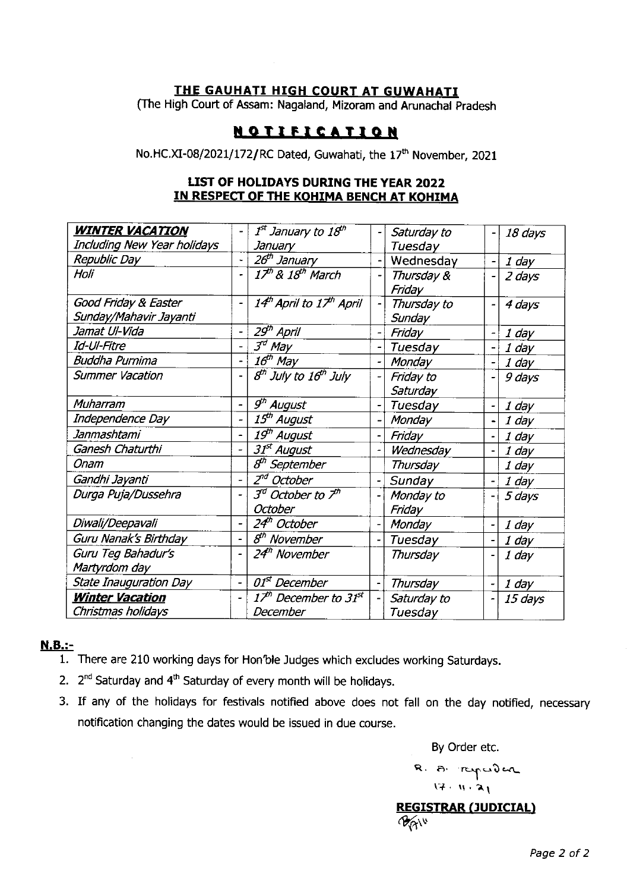**THE GAUHATI HIGH COURT AT GUWAHATI**

(The High Court of Assam: Nagaland, Mizoram and Arunachal Pradesh

# NOTIFICATION

No.HC.XI-08/2021/172/RC Dated, Guwahati, the 17th November, 2021

## LIST OF HOLIDAYS DURING THE YEAR 2022 IN RESPECT OF THE KOHIMA BENCH AT KOHIMA

| | | | | | | |
|---|---|---|---|---|---|---|
| ***WINTER VACATION*** *Including New Year holidays* | - | *1st January to 18th January* | - | *Saturday to Tuesday* | - | *18 days* |
| *Republic Day* | - | *26th January* | - | *Wednesday* | - | *1 day* |
| *Holi* | - | *17th & 18th March* | - | *Thursday & Friday* | - | *2 days* |
| *Good Friday & Easter Sunday/Mahavir Jayanti* | - | *14th April to 17th April* | - | *Thursday to Sunday* | - | *4 days* |
| *Jamat Ul-Vida* | - | *29th April* | - | *Friday* | - | *1 day* |
| *Id-Ul-Fitre* | - | *3rd May* | - | *Tuesday* | - | *1 day* |
| *Buddha Purnima* | - | *16th May* | - | *Monday* | - | *1 day* |
| *Summer Vacation* | - | *8th July to 16th July* | - | *Friday to Saturday* | - | *9 days* |
| *Muharram* | - | *9th August* | - | *Tuesday* | - | *1 day* |
| *Independence Day* | - | *15th August* | - | *Monday* | - | *1 day* |
| *Janmashtami* | - | *19th August* | - | *Friday* | - | *1 day* |
| *Ganesh Chaturthi* | - | *31st August* | - | *Wednesday* | - | *1 day* |
| *Onam* | | *8th September* | | *Thursday* | | *1 day* |
| *Gandhi Jayanti* | - | *2nd October* | - | *Sunday* | - | *1 day* |
| *Durga Puja/Dussehra* | - | *3rd October to 7th October* | - | *Monday to Friday* | - | *5 days* |
| *Diwali/Deepavali* | - | *24th October* | - | *Monday* | - | *1 day* |
| *Guru Nanak's Birthday* | - | *8th November* | - | *Tuesday* | - | *1 day* |
| *Guru Teg Bahadur's Martyrdom day* | - | *24th November* | | *Thursday* | - | *1 day* |
| *State Inauguration Day* | - | *01st December* | - | *Thursday* | - | *1 day* |
| ***Winter Vacation*** *Christmas holidays* | - | *17th December to 31st December* | - | *Saturday to Tuesday* | - | *15 days* |

**N.B.:-**

1. There are 210 working days for Hon'ble Judges which excludes working Saturdays.
2. 2nd Saturday and 4th Saturday of every month will be holidays.
3. If any of the holidays for festivals notified above does not fall on the day notified, necessary notification changing the dates would be issued in due course.

By Order etc.

R. A. Rapudan
17.11.21

**REGISTRAR (JUDICIAL)**